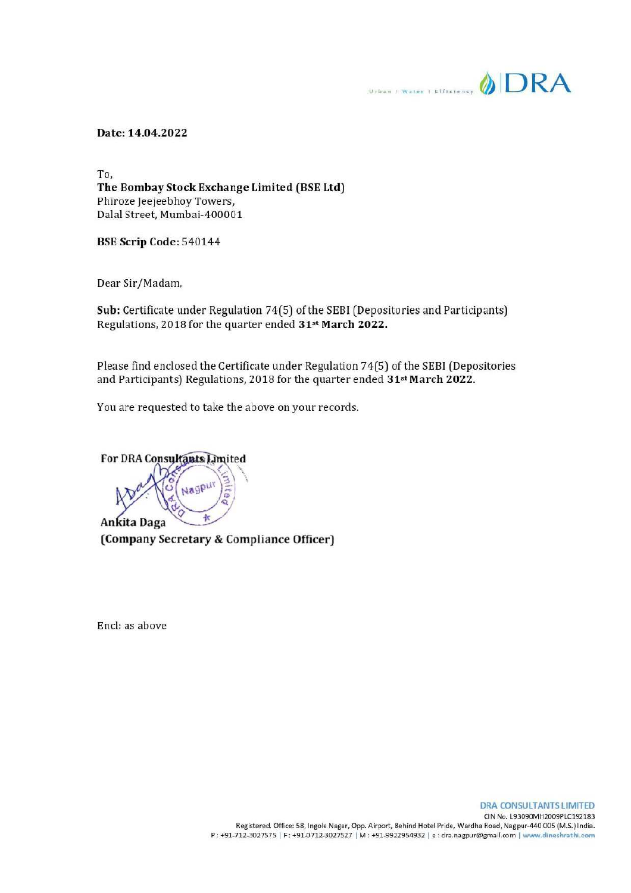Urban | Water | Efficiency DRA

**Date: 14.04.2022**

To,
**The Bombay Stock Exchange Limited (BSE Ltd)**
Phiroze Jeejeebhoy Towers,
Dalal Street, Mumbai-400001

**BSE Scrip Code**: 540144

Dear Sir/Madam,

**Sub:** Certificate under Regulation 74(5) of the SEBI (Depositories and Participants) Regulations, 2018 for the quarter ended **31st March 2022.**

Please find enclosed the Certificate under Regulation 74(5) of the SEBI (Depositories and Participants) Regulations, 2018 for the quarter ended **31st March 2022**.

You are requested to take the above on your records.

For DRA Consultants Limited

Ankita Daga
(Company Secretary & Compliance Officer)

Encl: as above

**DRA CONSULTANTS LIMITED**
CIN No. L93090MH2009PLC192183
Registered. Office: 58, Ingole Nagar, Opp. Airport, Behind Hotel Pride, Wardha Road, Nagpur-440 005 (M.S.) India.
P : +91-712-3027575 | F: +91-0712-3027527 | M : +91-9922954932 | e : dra.nagpur@gmail.com | www.dineshrathi.com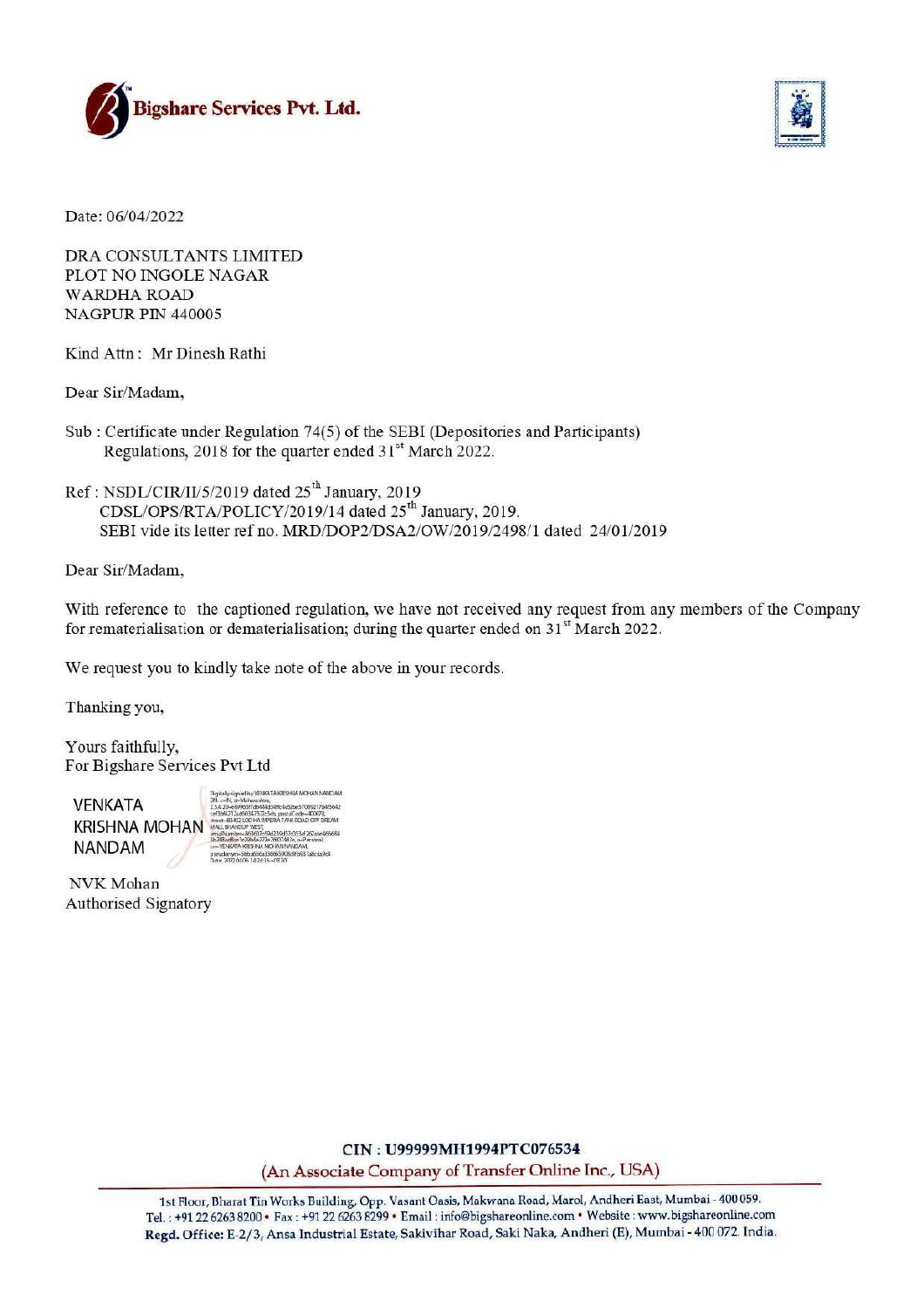**Bigshare Services Pvt. Ltd.**

Date: 06/04/2022

DRA CONSULTANTS LIMITED
PLOT NO INGOLE NAGAR
WARDHA ROAD
NAGPUR PIN 440005

Kind Attn : Mr Dinesh Rathi

Dear Sir/Madam,

Sub : Certificate under Regulation 74(5) of the SEBI (Depositories and Participants) Regulations, 2018 for the quarter ended 31st March 2022.

Ref : NSDL/CIR/II/5/2019 dated 25th January, 2019
CDSL/OPS/RTA/POLICY/2019/14 dated 25th January, 2019.
SEBI vide its letter ref no. MRD/DOP2/DSA2/OW/2019/2498/1 dated 24/01/2019

Dear Sir/Madam,

With reference to the captioned regulation, we have not received any request from any members of the Company for rematerialisation or dematerialisation; during the quarter ended on 31st March 2022.

We request you to kindly take note of the above in your records.

Thanking you,

Yours faithfully,
For Bigshare Services Pvt Ltd

VENKATA KRISHNA MOHAN NANDAM

NVK Mohan
Authorised Signatory

CIN : U99999MH1994PTC076534
(An Associate Company of Transfer Online Inc., USA)

1st Floor, Bharat Tin Works Building, Opp. Vasant Oasis, Makwana Road, Marol, Andheri East, Mumbai - 400 059.
Tel. : +91 22 6263 8200 • Fax : +91 22 6263 8299 • Email : info@bigshareonline.com • Website : www.bigshareonline.com
Regd. Office: E-2/3, Ansa Industrial Estate, Sakivihar Road, Saki Naka, Andheri (E), Mumbai - 400 072. India.